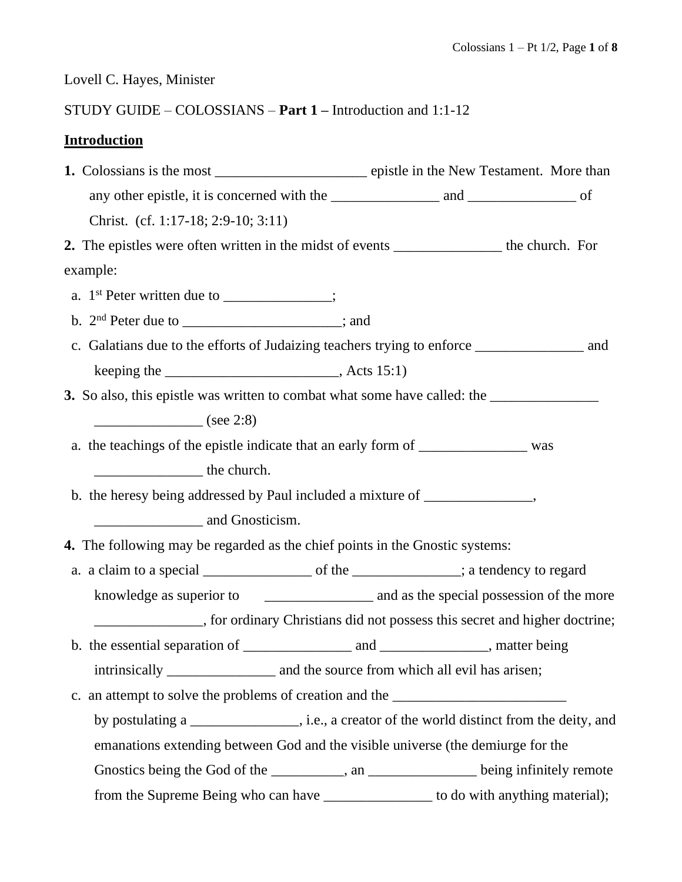Lovell C. Hayes, Minister

STUDY GUIDE – COLOSSIANS – **Part 1 –** Introduction and 1:1-12

**<u>Introduction</u>**

**1.** Colossians is the most _____________________ epistle in the New Testament. More than any other epistle, it is concerned with the _______________ and _______________ of Christ. (cf. 1:17-18; 2:9-10; 3:11)

**2.** The epistles were often written in the midst of events _______________ the church. For example:

a. 1st Peter written due to _______________;

b. 2nd Peter due to ______________________; and

c. Galatians due to the efforts of Judaizing teachers trying to enforce _______________ and keeping the ________________________, Acts 15:1)

**3.** So also, this epistle was written to combat what some have called: the _______________ _______________ (see 2:8)

a. the teachings of the epistle indicate that an early form of _______________ was _______________ the church.

b. the heresy being addressed by Paul included a mixture of _______________, _______________ and Gnosticism.

**4.** The following may be regarded as the chief points in the Gnostic systems:

a. a claim to a special _______________ of the _______________; a tendency to regard knowledge as superior to _______________ and as the special possession of the more _______________, for ordinary Christians did not possess this secret and higher doctrine;

b. the essential separation of _______________ and _______________, matter being intrinsically _______________ and the source from which all evil has arisen;

c. an attempt to solve the problems of creation and the ________________________ by postulating a _______________, i.e., a creator of the world distinct from the deity, and emanations extending between God and the visible universe (the demiurge for the Gnostics being the God of the __________, an _______________ being infinitely remote from the Supreme Being who can have _______________ to do with anything material);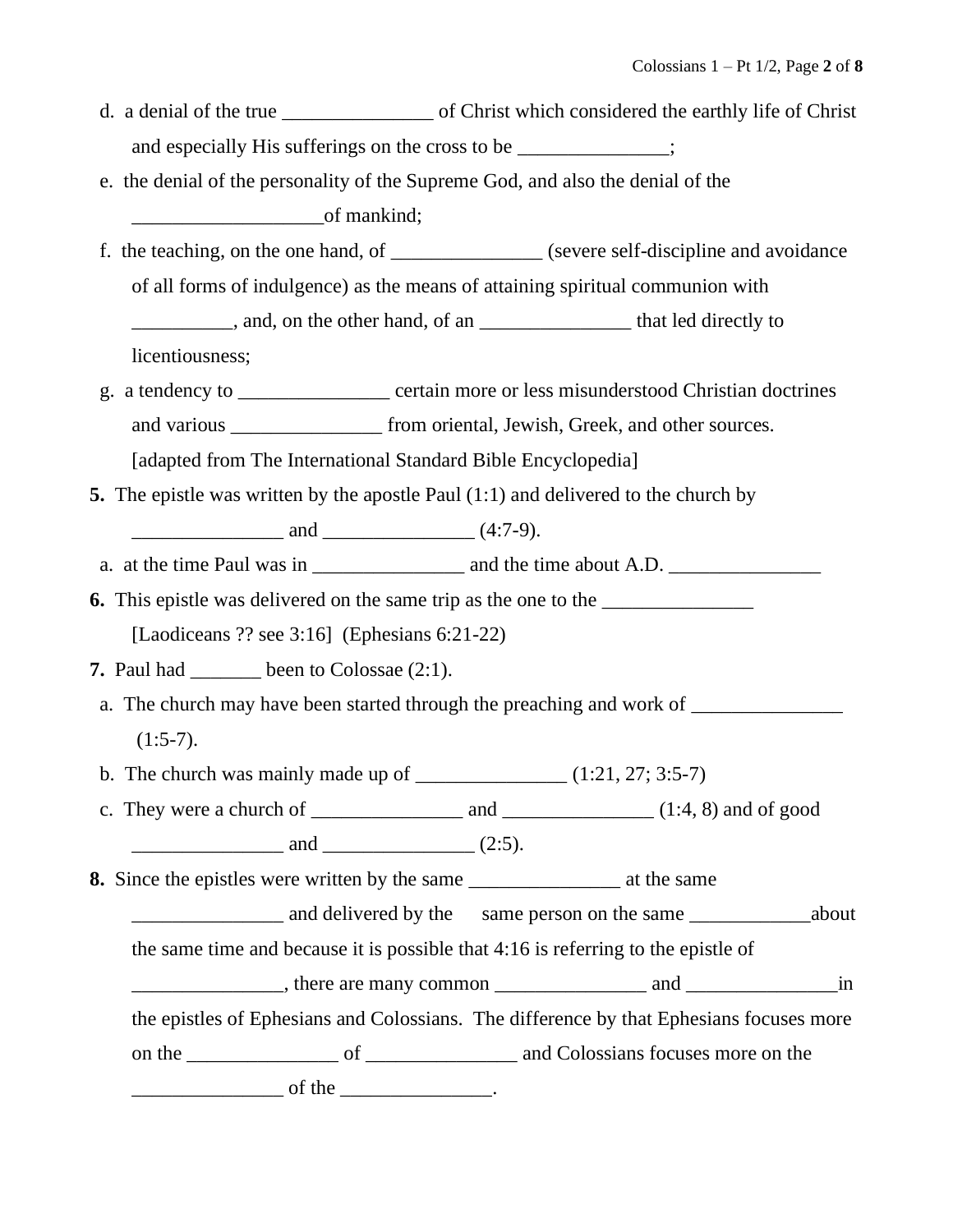d. a denial of the true _______________ of Christ which considered the earthly life of Christ and especially His sufferings on the cross to be _______________;

e. the denial of the personality of the Supreme God, and also the denial of the ___________________of mankind;

f. the teaching, on the one hand, of _______________ (severe self-discipline and avoidance of all forms of indulgence) as the means of attaining spiritual communion with __________, and, on the other hand, of an _______________ that led directly to licentiousness;

g. a tendency to _______________ certain more or less misunderstood Christian doctrines and various _______________ from oriental, Jewish, Greek, and other sources. [adapted from The International Standard Bible Encyclopedia]

**5.** The epistle was written by the apostle Paul (1:1) and delivered to the church by _______________ and _______________ (4:7-9).

a. at the time Paul was in _______________ and the time about A.D. _______________

**6.** This epistle was delivered on the same trip as the one to the _______________ [Laodiceans ?? see 3:16] (Ephesians 6:21-22)

**7.** Paul had _______ been to Colossae (2:1).

a. The church may have been started through the preaching and work of _______________ (1:5-7).

b. The church was mainly made up of _______________ (1:21, 27; 3:5-7)

c. They were a church of _______________ and _______________ (1:4, 8) and of good _______________ and _______________ (2:5).

**8.** Since the epistles were written by the same _______________ at the same _______________ and delivered by the same person on the same ____________about the same time and because it is possible that 4:16 is referring to the epistle of _______________, there are many common _______________ and _______________in the epistles of Ephesians and Colossians. The difference by that Ephesians focuses more on the _______________ of _______________ and Colossians focuses more on the _______________ of the _______________.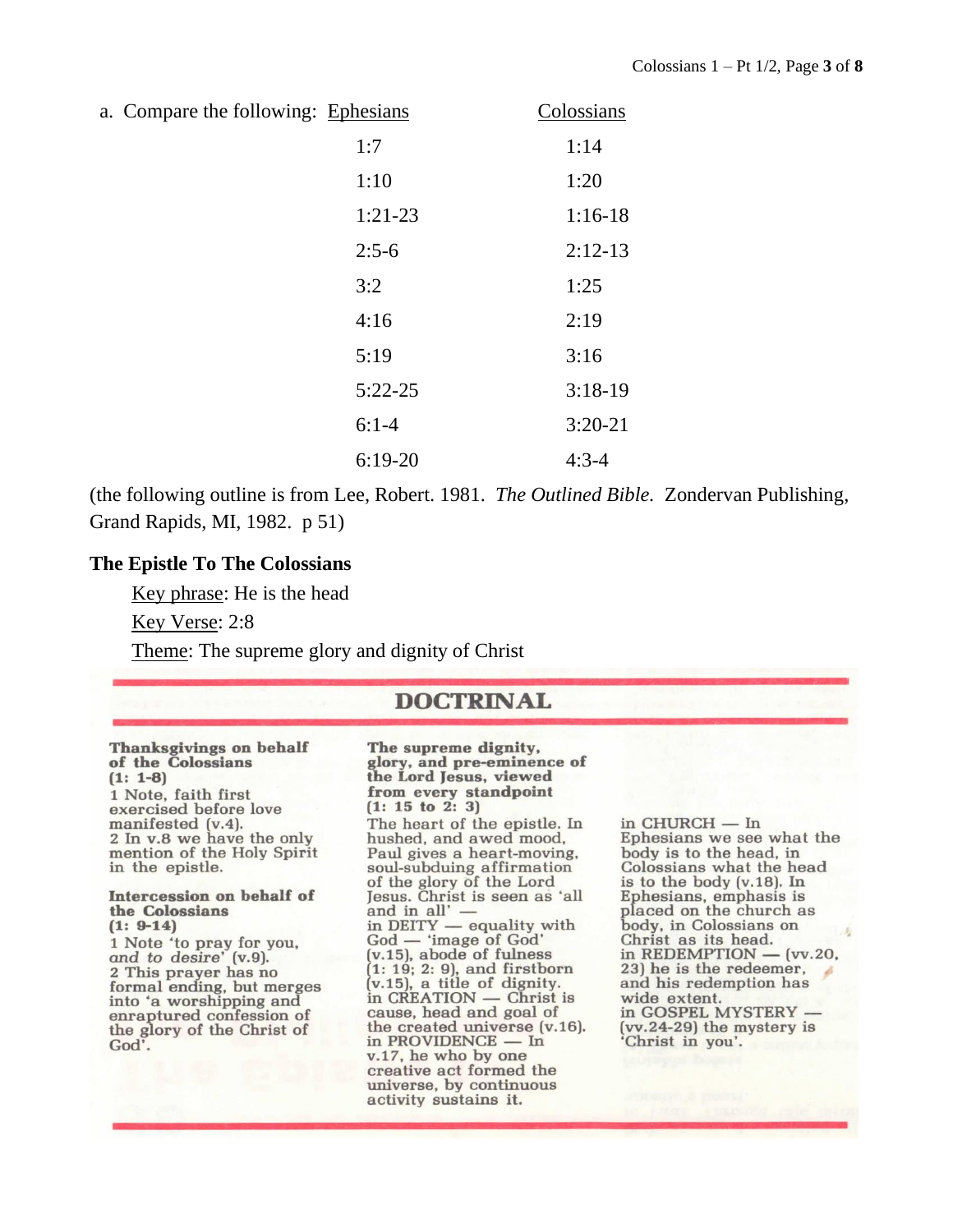a. Compare the following:

| Ephesians | Colossians |
| --- | --- |
| 1:7 | 1:14 |
| 1:10 | 1:20 |
| 1:21-23 | 1:16-18 |
| 2:5-6 | 2:12-13 |
| 3:2 | 1:25 |
| 4:16 | 2:19 |
| 5:19 | 3:16 |
| 5:22-25 | 3:18-19 |
| 6:1-4 | 3:20-21 |
| 6:19-20 | 4:3-4 |

(the following outline is from Lee, Robert. 1981. *The Outlined Bible.* Zondervan Publishing, Grand Rapids, MI, 1982. p 51)

**The Epistle To The Colossians**

Key phrase: He is the head

Key Verse: 2:8

Theme: The supreme glory and dignity of Christ

## DOCTRINAL

**Thanksgivings on behalf of the Colossians (1: 1-8)**

1 Note, faith first exercised before love manifested (v.4).
2 In v.8 we have the only mention of the Holy Spirit in the epistle.

**Intercession on behalf of the Colossians (1: 9-14)**

1 Note 'to pray for you, *and to desire*' (v.9).
2 This prayer has no formal ending, but merges into 'a worshipping and enraptured confession of the glory of the Christ of God'.

**The supreme dignity, glory, and pre-eminence of the Lord Jesus, viewed from every standpoint (1: 15 to 2: 3)**

The heart of the epistle. In hushed, and awed mood, Paul gives a heart-moving, soul-subduing affirmation of the glory of the Lord Jesus. Christ is seen as 'all and in all' —
in DEITY — equality with God — 'image of God' (v.15), abode of fulness (1: 19; 2: 9), and firstborn (v.15), a title of dignity.
in CREATION — Christ is cause, head and goal of the created universe (v.16).
in PROVIDENCE — In v.17, he who by one creative act formed the universe, by continuous activity sustains it.
in CHURCH — In Ephesians we see what the body is to the head, in Colossians what the head is to the body (v.18). In Ephesians, emphasis is placed on the church as body, in Colossians on Christ as its head.
in REDEMPTION — (vv.20, 23) he is the redeemer, and his redemption has wide extent.
in GOSPEL MYSTERY — (vv.24-29) the mystery is 'Christ in you'.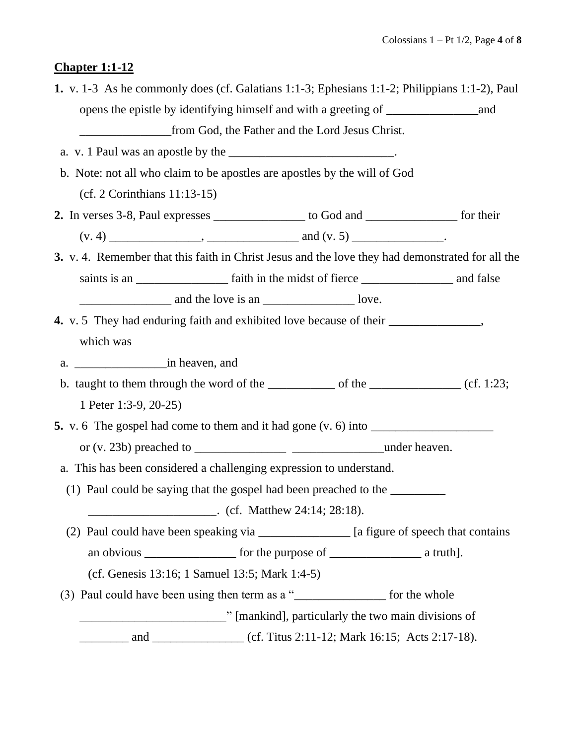## Chapter 1:1-12

**1.** v. 1-3 As he commonly does (cf. Galatians 1:1-3; Ephesians 1:1-2; Philippians 1:1-2), Paul opens the epistle by identifying himself and with a greeting of _______________and _______________from God, the Father and the Lord Jesus Christ.

a. v. 1 Paul was an apostle by the ___________________________.

b. Note: not all who claim to be apostles are apostles by the will of God (cf. 2 Corinthians 11:13-15)

**2.** In verses 3-8, Paul expresses _______________ to God and _______________ for their (v. 4) _______________, _______________ and (v. 5) _______________.

**3.** v. 4. Remember that this faith in Christ Jesus and the love they had demonstrated for all the saints is an _______________ faith in the midst of fierce _______________ and false _______________ and the love is an _______________ love.

**4.** v. 5 They had enduring faith and exhibited love because of their _______________, which was

a. _______________in heaven, and

b. taught to them through the word of the ___________ of the _______________ (cf. 1:23; 1 Peter 1:3-9, 20-25)

**5.** v. 6 The gospel had come to them and it had gone (v. 6) into ____________________ or (v. 23b) preached to _______________ _______________under heaven.

a. This has been considered a challenging expression to understand.

(1) Paul could be saying that the gospel had been preached to the _________ _____________________. (cf. Matthew 24:14; 28:18).

(2) Paul could have been speaking via _______________ [a figure of speech that contains an obvious _______________ for the purpose of _______________ a truth]. (cf. Genesis 13:16; 1 Samuel 13:5; Mark 1:4-5)

(3) Paul could have been using then term as a "_______________ for the whole ________________________" [mankind], particularly the two main divisions of ________ and _______________ (cf. Titus 2:11-12; Mark 16:15; Acts 2:17-18).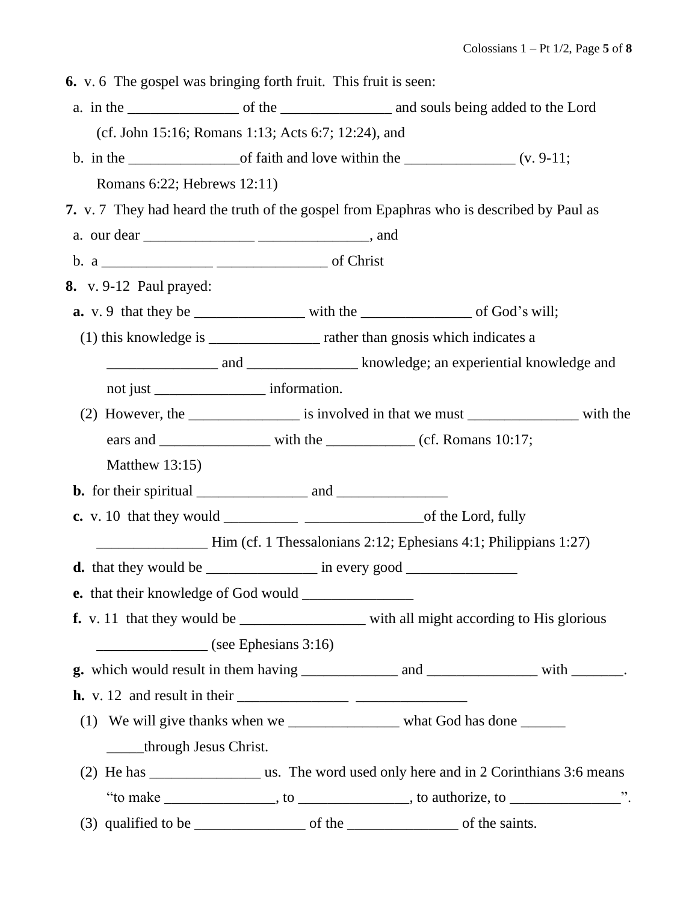**6.** v. 6 The gospel was bringing forth fruit. This fruit is seen:

a. in the _______________ of the _______________ and souls being added to the Lord (cf. John 15:16; Romans 1:13; Acts 6:7; 12:24), and

b. in the _______________of faith and love within the _______________ (v. 9-11; Romans 6:22; Hebrews 12:11)

**7.** v. 7 They had heard the truth of the gospel from Epaphras who is described by Paul as

a. our dear _______________ _______________, and

b. a _______________ _______________ of Christ

**8.** v. 9-12 Paul prayed:

**a.** v. 9 that they be _______________ with the _______________ of God's will;

(1) this knowledge is _______________ rather than gnosis which indicates a _______________ and _______________ knowledge; an experiential knowledge and not just _______________ information.

(2) However, the _______________ is involved in that we must _______________ with the ears and _______________ with the ____________ (cf. Romans 10:17; Matthew 13:15)

**b.** for their spiritual _______________ and _______________

**c.** v. 10 that they would __________ ________________of the Lord, fully _______________ Him (cf. 1 Thessalonians 2:12; Ephesians 4:1; Philippians 1:27)

**d.** that they would be _______________ in every good _______________

**e.** that their knowledge of God would _______________

**f.** v. 11 that they would be _________________ with all might according to His glorious _______________ (see Ephesians 3:16)

**g.** which would result in them having _____________ and _______________ with _______.

**h.** v. 12 and result in their _______________ _______________

(1) We will give thanks when we _______________ what God has done ______ _____through Jesus Christ.

(2) He has _______________ us. The word used only here and in 2 Corinthians 3:6 means "to make _______________, to _______________, to authorize, to _______________".

(3) qualified to be _______________ of the _______________ of the saints.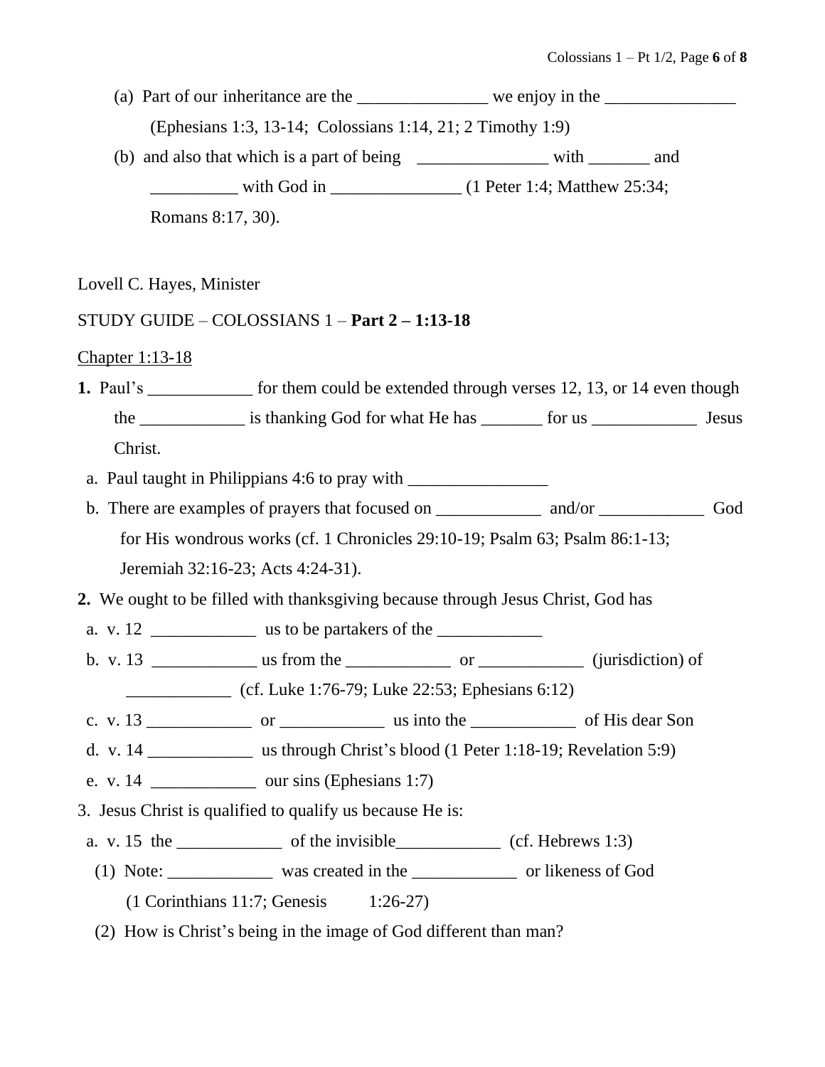(a) Part of our inheritance are the _______________ we enjoy in the _______________ (Ephesians 1:3, 13-14; Colossians 1:14, 21; 2 Timothy 1:9)

(b) and also that which is a part of being _______________ with _______ and __________ with God in _______________ (1 Peter 1:4; Matthew 25:34; Romans 8:17, 30).

Lovell C. Hayes, Minister

STUDY GUIDE – COLOSSIANS 1 – **Part 2 – 1:13-18**

<u>Chapter 1:13-18</u>

**1.** Paul's ____________ for them could be extended through verses 12, 13, or 14 even though the ____________ is thanking God for what He has _______ for us ____________ Jesus Christ.

a. Paul taught in Philippians 4:6 to pray with ________________

b. There are examples of prayers that focused on ____________ and/or ____________ God for His wondrous works (cf. 1 Chronicles 29:10-19; Psalm 63; Psalm 86:1-13; Jeremiah 32:16-23; Acts 4:24-31).

**2.** We ought to be filled with thanksgiving because through Jesus Christ, God has

a. v. 12 ____________ us to be partakers of the ____________

b. v. 13 ____________ us from the ____________ or ____________ (jurisdiction) of ____________ (cf. Luke 1:76-79; Luke 22:53; Ephesians 6:12)

c. v. 13 ____________ or ____________ us into the ____________ of His dear Son

d. v. 14 ____________ us through Christ's blood (1 Peter 1:18-19; Revelation 5:9)

e. v. 14 ____________ our sins (Ephesians 1:7)

3. Jesus Christ is qualified to qualify us because He is:

a. v. 15 the ____________ of the invisible____________ (cf. Hebrews 1:3)

(1) Note: ____________ was created in the ____________ or likeness of God (1 Corinthians 11:7; Genesis 1:26-27)

(2) How is Christ's being in the image of God different than man?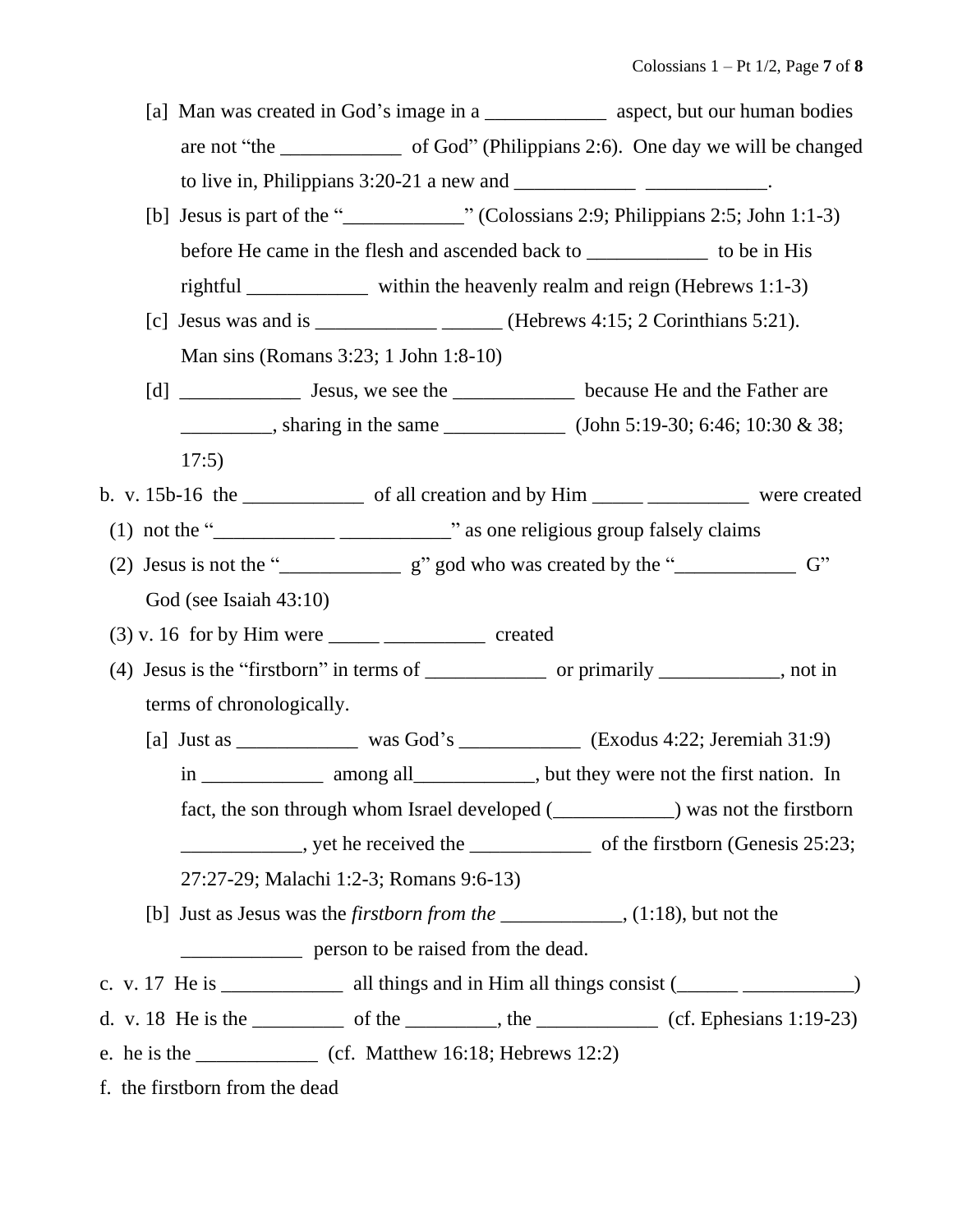[a] Man was created in God's image in a ____________ aspect, but our human bodies are not "the ____________ of God" (Philippians 2:6). One day we will be changed to live in, Philippians 3:20-21 a new and ____________ ____________.

[b] Jesus is part of the "____________" (Colossians 2:9; Philippians 2:5; John 1:1-3) before He came in the flesh and ascended back to ____________ to be in His rightful ____________ within the heavenly realm and reign (Hebrews 1:1-3)

[c] Jesus was and is ____________ ______ (Hebrews 4:15; 2 Corinthians 5:21). Man sins (Romans 3:23; 1 John 1:8-10)

[d] ____________ Jesus, we see the ____________ because He and the Father are _________, sharing in the same ____________ (John 5:19-30; 6:46; 10:30 & 38; 17:5)

b. v. 15b-16 the ____________ of all creation and by Him _____ __________ were created

(1) not the "____________ ___________" as one religious group falsely claims

(2) Jesus is not the "____________ g" god who was created by the "____________ G" God (see Isaiah 43:10)

(3) v. 16 for by Him were _____ __________ created

(4) Jesus is the "firstborn" in terms of ____________ or primarily ____________, not in terms of chronologically.

[a] Just as ____________ was God's ____________ (Exodus 4:22; Jeremiah 31:9) in ____________ among all____________, but they were not the first nation. In fact, the son through whom Israel developed (____________) was not the firstborn ____________, yet he received the ____________ of the firstborn (Genesis 25:23; 27:27-29; Malachi 1:2-3; Romans 9:6-13)

[b] Just as Jesus was the *firstborn from the* ____________, (1:18), but not the ____________ person to be raised from the dead.

c. v. 17 He is ____________ all things and in Him all things consist (______ ___________)

d. v. 18 He is the _________ of the _________, the ____________ (cf. Ephesians 1:19-23)

e. he is the ____________ (cf. Matthew 16:18; Hebrews 12:2)

f. the firstborn from the dead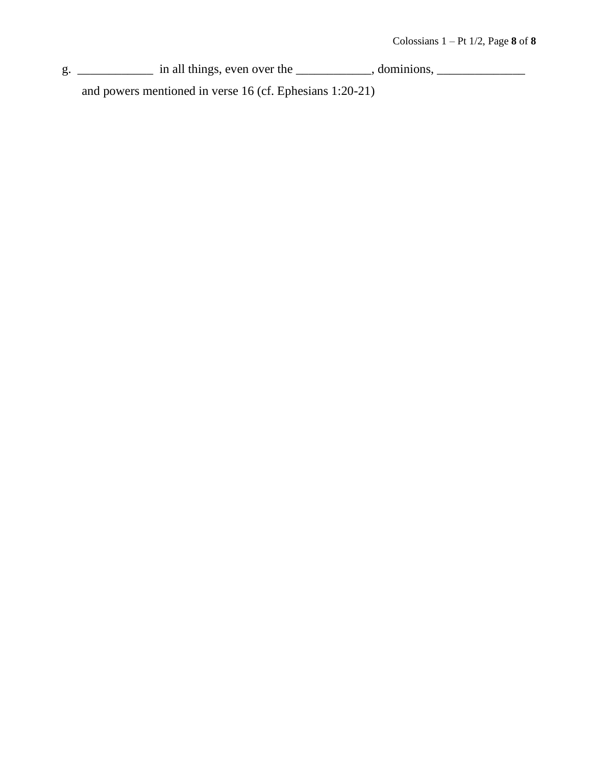g. ____________ in all things, even over the ____________, dominions, ______________ and powers mentioned in verse 16 (cf. Ephesians 1:20-21)